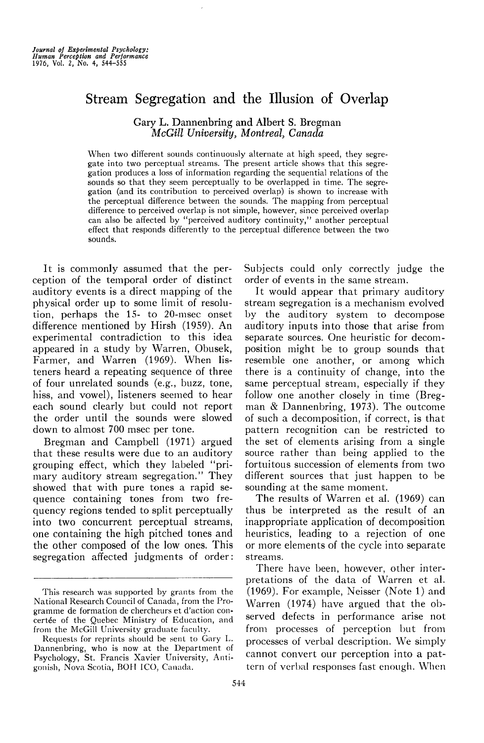# Stream Segregation and the Illusion of Overlap

Gary L. Dannenbring and Albert S. Bregman
*McGill University, Montreal, Canada*

When two different sounds continuously alternate at high speed, they segregate into two perceptual streams. The present article shows that this segregation produces a loss of information regarding the sequential relations of the sounds so that they seem perceptually to be overlapped in time. The segregation (and its contribution to perceived overlap) is shown to increase with the perceptual difference between the sounds. The mapping from perceptual difference to perceived overlap is not simple, however, since perceived overlap can also be affected by "perceived auditory continuity," another perceptual effect that responds differently to the perceptual difference between the two sounds.

It is commonly assumed that the perception of the temporal order of distinct auditory events is a direct mapping of the physical order up to some limit of resolution, perhaps the 15- to 20-msec onset difference mentioned by Hirsh (1959). An experimental contradiction to this idea appeared in a study by Warren, Obusek, Farmer, and Warren (1969). When listeners heard a repeating sequence of three of four unrelated sounds (e.g., buzz, tone, hiss, and vowel), listeners seemed to hear each sound clearly but could not report the order until the sounds were slowed down to almost 700 msec per tone.

Bregman and Campbell (1971) argued that these results were due to an auditory grouping effect, which they labeled "primary auditory stream segregation." They showed that with pure tones a rapid sequence containing tones from two frequency regions tended to split perceptually into two concurrent perceptual streams, one containing the high pitched tones and the other composed of the low ones. This segregation affected judgments of order: Subjects could only correctly judge the order of events in the same stream.

It would appear that primary auditory stream segregation is a mechanism evolved by the auditory system to decompose auditory inputs into those that arise from separate sources. One heuristic for decomposition might be to group sounds that resemble one another, or among which there is a continuity of change, into the same perceptual stream, especially if they follow one another closely in time (Bregman & Dannenbring, 1973). The outcome of such a decomposition, if correct, is that pattern recognition can be restricted to the set of elements arising from a single source rather than being applied to the fortuitous succession of elements from two different sources that just happen to be sounding at the same moment.

The results of Warren et al. (1969) can thus be interpreted as the result of an inappropriate application of decomposition heuristics, leading to a rejection of one or more elements of the cycle into separate streams.

There have been, however, other interpretations of the data of Warren et al. (1969). For example, Neisser (Note 1) and Warren (1974) have argued that the observed defects in performance arise not from processes of perception but from processes of verbal description. We simply cannot convert our perception into a pattern of verbal responses fast enough. When

---

This research was supported by grants from the National Research Council of Canada, from the Programme de formation de chercheurs et d'action concertée of the Quebec Ministry of Education, and from the McGill University graduate faculty.

Requests for reprints should be sent to Gary L. Dannenbring, who is now at the Department of Psychology, St. Francis Xavier University, Antigonish, Nova Scotia, BOH 1CO, Canada.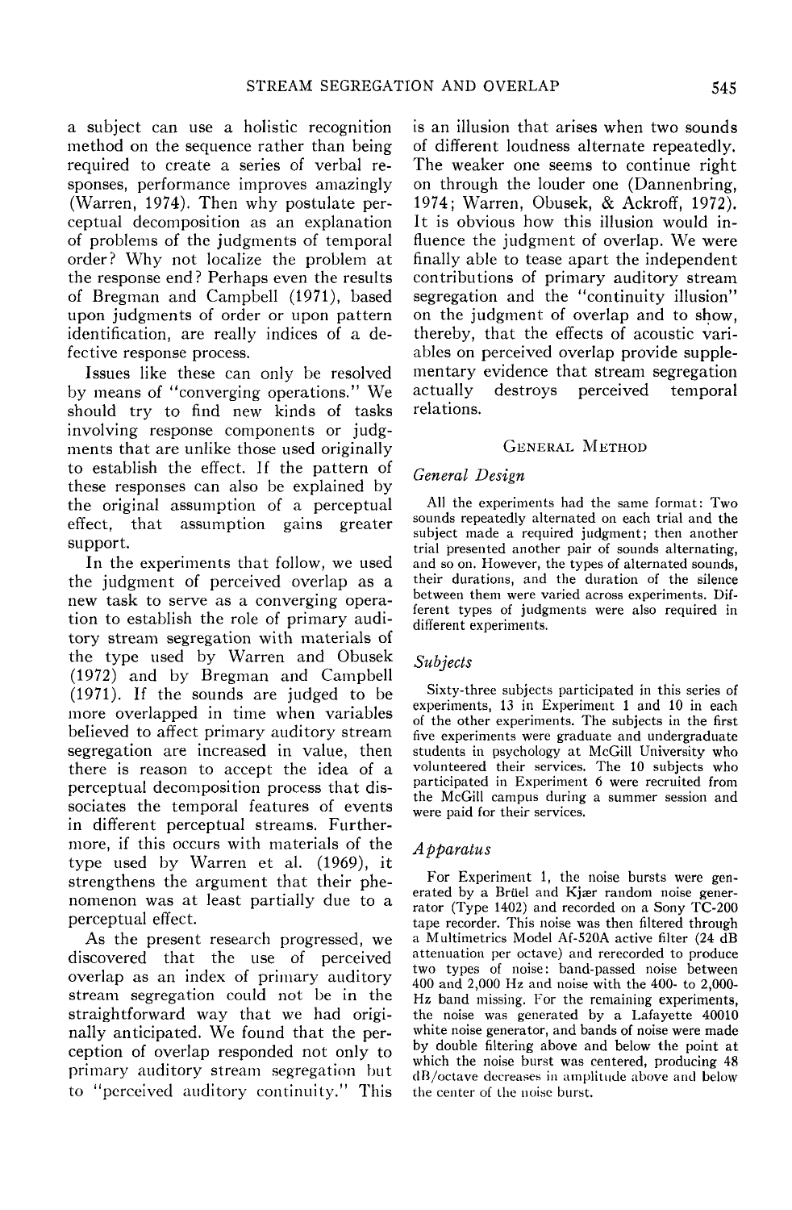a subject can use a holistic recognition method on the sequence rather than being required to create a series of verbal responses, performance improves amazingly (Warren, 1974). Then why postulate perceptual decomposition as an explanation of problems of the judgments of temporal order? Why not localize the problem at the response end? Perhaps even the results of Bregman and Campbell (1971), based upon judgments of order or upon pattern identification, are really indices of a defective response process.

Issues like these can only be resolved by means of "converging operations." We should try to find new kinds of tasks involving response components or judgments that are unlike those used originally to establish the effect. If the pattern of these responses can also be explained by the original assumption of a perceptual effect, that assumption gains greater support.

In the experiments that follow, we used the judgment of perceived overlap as a new task to serve as a converging operation to establish the role of primary auditory stream segregation with materials of the type used by Warren and Obusek (1972) and by Bregman and Campbell (1971). If the sounds are judged to be more overlapped in time when variables believed to affect primary auditory stream segregation are increased in value, then there is reason to accept the idea of a perceptual decomposition process that dissociates the temporal features of events in different perceptual streams. Furthermore, if this occurs with materials of the type used by Warren et al. (1969), it strengthens the argument that their phenomenon was at least partially due to a perceptual effect.

As the present research progressed, we discovered that the use of perceived overlap as an index of primary auditory stream segregation could not be in the straightforward way that we had originally anticipated. We found that the perception of overlap responded not only to primary auditory stream segregation but to "perceived auditory continuity." This is an illusion that arises when two sounds of different loudness alternate repeatedly. The weaker one seems to continue right on through the louder one (Dannenbring, 1974; Warren, Obusek, & Ackroff, 1972). It is obvious how this illusion would influence the judgment of overlap. We were finally able to tease apart the independent contributions of primary auditory stream segregation and the "continuity illusion" on the judgment of overlap and to show, thereby, that the effects of acoustic variables on perceived overlap provide supplementary evidence that stream segregation actually destroys perceived temporal relations.

## General Method

### *General Design*

All the experiments had the same format: Two sounds repeatedly alternated on each trial and the subject made a required judgment; then another trial presented another pair of sounds alternating, and so on. However, the types of alternated sounds, their durations, and the duration of the silence between them were varied across experiments. Different types of judgments were also required in different experiments.

### *Subjects*

Sixty-three subjects participated in this series of experiments, 13 in Experiment 1 and 10 in each of the other experiments. The subjects in the first five experiments were graduate and undergraduate students in psychology at McGill University who volunteered their services. The 10 subjects who participated in Experiment 6 were recruited from the McGill campus during a summer session and were paid for their services.

### *Apparatus*

For Experiment 1, the noise bursts were generated by a Brüel and Kjær random noise generator (Type 1402) and recorded on a Sony TC-200 tape recorder. This noise was then filtered through a Multimetrics Model Af-520A active filter (24 dB attenuation per octave) and rerecorded to produce two types of noise: band-passed noise between 400 and 2,000 Hz and noise with the 400- to 2,000-Hz band missing. For the remaining experiments, the noise was generated by a Lafayette 40010 white noise generator, and bands of noise were made by double filtering above and below the point at which the noise burst was centered, producing 48 dB/octave decreases in amplitude above and below the center of the noise burst.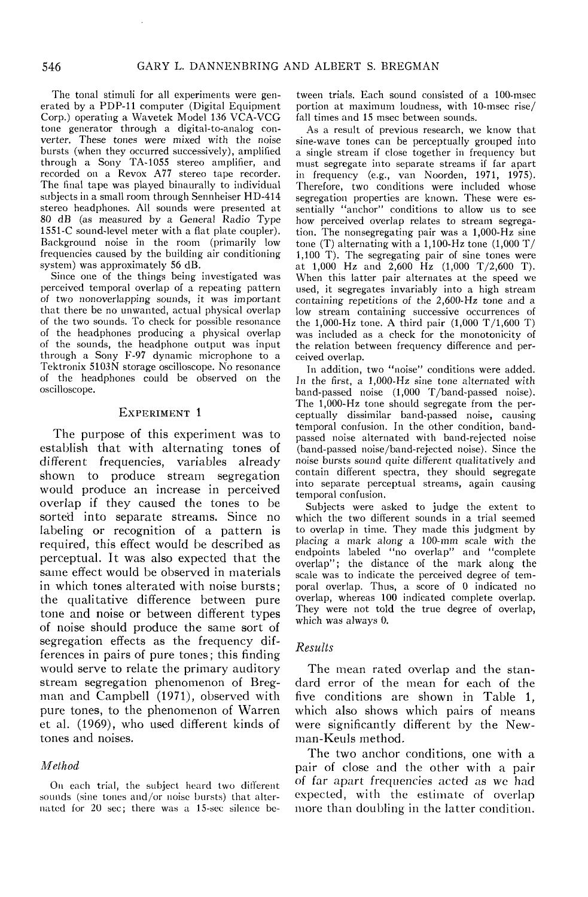The tonal stimuli for all experiments were generated by a PDP-11 computer (Digital Equipment Corp.) operating a Wavetek Model 136 VCA-VCG tone generator through a digital-to-analog converter. These tones were mixed with the noise bursts (when they occurred successively), amplified through a Sony TA-1055 stereo amplifier, and recorded on a Revox A77 stereo tape recorder. The final tape was played binaurally to individual subjects in a small room through Sennheiser HD-414 stereo headphones. All sounds were presented at 80 dB (as measured by a General Radio Type 1551-C sound-level meter with a flat plate coupler). Background noise in the room (primarily low frequencies caused by the building air conditioning system) was approximately 56 dB.

Since one of the things being investigated was perceived temporal overlap of a repeating pattern of two nonoverlapping sounds, it was important that there be no unwanted, actual physical overlap of the two sounds. To check for possible resonance of the headphones producing a physical overlap of the sounds, the headphone output was input through a Sony F-97 dynamic microphone to a Tektronix 5103N storage oscilloscope. No resonance of the headphones could be observed on the oscilloscope.

## Experiment 1

The purpose of this experiment was to establish that with alternating tones of different frequencies, variables already shown to produce stream segregation would produce an increase in perceived overlap if they caused the tones to be sorted into separate streams. Since no labeling or recognition of a pattern is required, this effect would be described as perceptual. It was also expected that the same effect would be observed in materials in which tones alterated with noise bursts; the qualitative difference between pure tone and noise or between different types of noise should produce the same sort of segregation effects as the frequency differences in pairs of pure tones; this finding would serve to relate the primary auditory stream segregation phenomenon of Bregman and Campbell (1971), observed with pure tones, to the phenomenon of Warren et al. (1969), who used different kinds of tones and noises.

### *Method*

On each trial, the subject heard two different sounds (sine tones and/or noise bursts) that alternated for 20 sec; there was a 15-sec silence between trials. Each sound consisted of a 100-msec portion at maximum loudness, with 10-msec rise/fall times and 15 msec between sounds.

As a result of previous research, we know that sine-wave tones can be perceptually grouped into a single stream if close together in frequency but must segregate into separate streams if far apart in frequency (e.g., van Noorden, 1971, 1975). Therefore, two conditions were included whose segregation properties are known. These were essentially "anchor" conditions to allow us to see how perceived overlap relates to stream segregation. The nonsegregating pair was a 1,000-Hz sine tone (T) alternating with a 1,100-Hz tone (1,000 T/1,100 T). The segregating pair of sine tones were at 1,000 Hz and 2,600 Hz (1,000 T/2,600 T). When this latter pair alternates at the speed we used, it segregates invariably into a high stream containing repetitions of the 2,600-Hz tone and a low stream containing successive occurrences of the 1,000-Hz tone. A third pair (1,000 T/1,600 T) was included as a check for the monotonicity of the relation between frequency difference and perceived overlap.

In addition, two "noise" conditions were added. In the first, a 1,000-Hz sine tone alternated with band-passed noise (1,000 T/band-passed noise). The 1,000-Hz tone should segregate from the perceptually dissimilar band-passed noise, causing temporal confusion. In the other condition, band-passed noise alternated with band-rejected noise (band-passed noise/band-rejected noise). Since the noise bursts sound quite different qualitatively and contain different spectra, they should segregate into separate perceptual streams, again causing temporal confusion.

Subjects were asked to judge the extent to which the two different sounds in a trial seemed to overlap in time. They made this judgment by placing a mark along a 100-mm scale with the endpoints labeled "no overlap" and "complete overlap"; the distance of the mark along the scale was to indicate the perceived degree of temporal overlap. Thus, a score of 0 indicated no overlap, whereas 100 indicated complete overlap. They were not told the true degree of overlap, which was always 0.

### *Results*

The mean rated overlap and the standard error of the mean for each of the five conditions are shown in Table 1, which also shows which pairs of means were significantly different by the Newman-Keuls method.

The two anchor conditions, one with a pair of close and the other with a pair of far apart frequencies acted as we had expected, with the estimate of overlap more than doubling in the latter condition.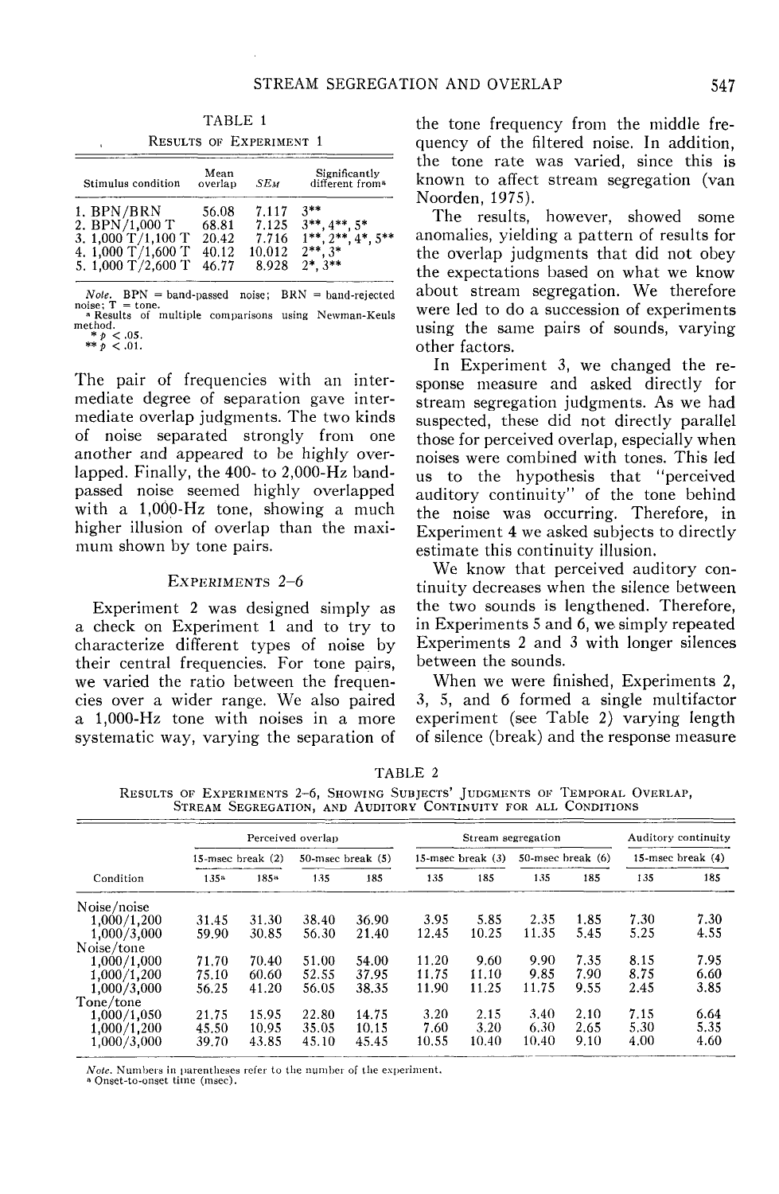TABLE 1

Results of Experiment 1

| Stimulus condition | Mean overlap | $SE_M$ | Significantly different from[a] |
|---|---|---|---|
| 1. BPN/BRN | 56.08 | 7.117 | 3** |
| 2. BPN/1,000 T | 68.81 | 7.125 | 3**, 4**, 5* |
| 3. 1,000 T/1,100 T | 20.42 | 7.716 | 1**, 2**, 4*, 5** |
| 4. 1,000 T/1,600 T | 40.12 | 10.012 | 2**, 3* |
| 5. 1,000 T/2,600 T | 46.77 | 8.928 | 2*, 3** |

*Note.* BPN = band-passed noise; BRN = band-rejected noise; T = tone.
[a] Results of multiple comparisons using Newman-Keuls method.
\* $p < .05$.
\*\* $p < .01$.

The pair of frequencies with an intermediate degree of separation gave intermediate overlap judgments. The two kinds of noise separated strongly from one another and appeared to be highly overlapped. Finally, the 400- to 2,000-Hz band-passed noise seemed highly overlapped with a 1,000-Hz tone, showing a much higher illusion of overlap than the maximum shown by tone pairs.

## Experiments 2–6

Experiment 2 was designed simply as a check on Experiment 1 and to try to characterize different types of noise by their central frequencies. For tone pairs, we varied the ratio between the frequencies over a wider range. We also paired a 1,000-Hz tone with noises in a more systematic way, varying the separation of the tone frequency from the middle frequency of the filtered noise. In addition, the tone rate was varied, since this is known to affect stream segregation (van Noorden, 1975).

The results, however, showed some anomalies, yielding a pattern of results for the overlap judgments that did not obey the expectations based on what we know about stream segregation. We therefore were led to do a succession of experiments using the same pairs of sounds, varying other factors.

In Experiment 3, we changed the response measure and asked directly for stream segregation judgments. As we had suspected, these did not directly parallel those for perceived overlap, especially when noises were combined with tones. This led us to the hypothesis that "perceived auditory continuity" of the tone behind the noise was occurring. Therefore, in Experiment 4 we asked subjects to directly estimate this continuity illusion.

We know that perceived auditory continuity decreases when the silence between the two sounds is lengthened. Therefore, in Experiments 5 and 6, we simply repeated Experiments 2 and 3 with longer silences between the sounds.

When we were finished, Experiments 2, 3, 5, and 6 formed a single multifactor experiment (see Table 2) varying length of silence (break) and the response measure

TABLE 2

Results of Experiments 2–6, Showing Subjects' Judgments of Temporal Overlap, Stream Segregation, and Auditory Continuity for All Conditions

| | Perceived overlap | | | | Stream segregation | | | | Auditory continuity | |
|---|---|---|---|---|---|---|---|---|---|---|
| | 15-msec break (2) | | 50-msec break (5) | | 15-msec break (3) | | 50-msec break (6) | | 15-msec break (4) | |
| Condition | 135[a] | 185[a] | 135 | 185 | 135 | 185 | 135 | 185 | 135 | 185 |
| Noise/noise | | | | | | | | | | |
| 1,000/1,200 | 31.45 | 31.30 | 38.40 | 36.90 | 3.95 | 5.85 | 2.35 | 1.85 | 7.30 | 7.30 |
| 1,000/3,000 | 59.90 | 30.85 | 56.30 | 21.40 | 12.45 | 10.25 | 11.35 | 5.45 | 5.25 | 4.55 |
| Noise/tone | | | | | | | | | | |
| 1,000/1,000 | 71.70 | 70.40 | 51.00 | 54.00 | 11.20 | 9.60 | 9.90 | 7.35 | 8.15 | 7.95 |
| 1,000/1,200 | 75.10 | 60.60 | 52.55 | 37.95 | 11.75 | 11.10 | 9.85 | 7.90 | 8.75 | 6.60 |
| 1,000/3,000 | 56.25 | 41.20 | 56.05 | 38.35 | 11.90 | 11.25 | 11.75 | 9.55 | 2.45 | 3.85 |
| Tone/tone | | | | | | | | | | |
| 1,000/1,050 | 21.75 | 15.95 | 22.80 | 14.75 | 3.20 | 2.15 | 3.40 | 2.10 | 7.15 | 6.64 |
| 1,000/1,200 | 45.50 | 10.95 | 35.05 | 10.15 | 7.60 | 3.20 | 6.30 | 2.65 | 5.30 | 5.35 |
| 1,000/3,000 | 39.70 | 43.85 | 45.10 | 45.45 | 10.55 | 10.40 | 10.40 | 9.10 | 4.00 | 4.60 |

*Note.* Numbers in parentheses refer to the number of the experiment.
[a] Onset-to-onset time (msec).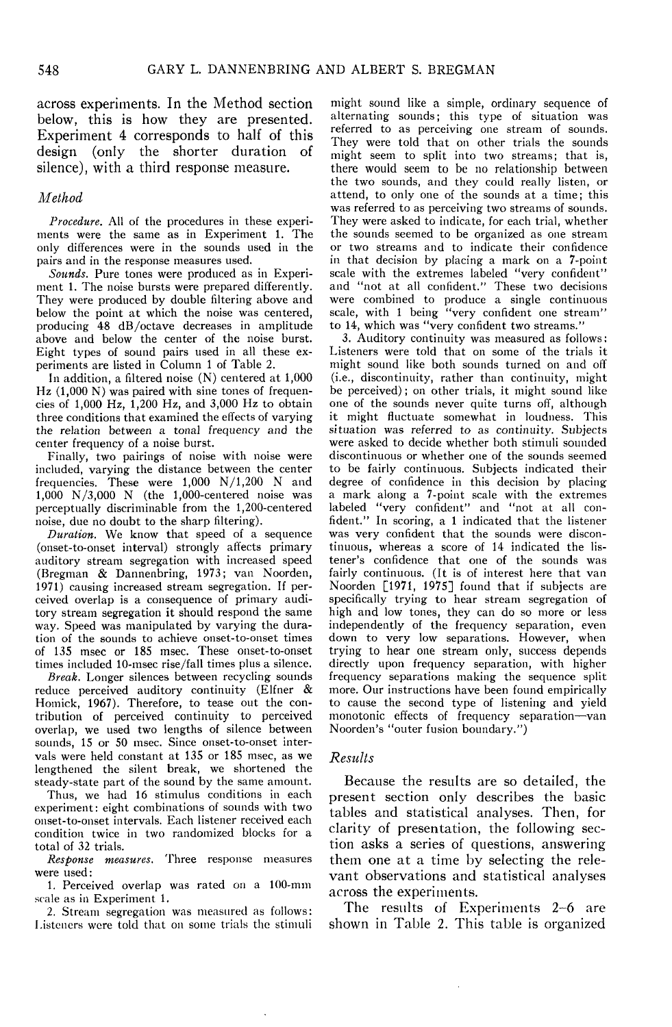across experiments. In the Method section below, this is how they are presented. Experiment 4 corresponds to half of this design (only the shorter duration of silence), with a third response measure.

### Method

*Procedure.* All of the procedures in these experiments were the same as in Experiment 1. The only differences were in the sounds used in the pairs and in the response measures used.

*Sounds.* Pure tones were produced as in Experiment 1. The noise bursts were prepared differently. They were produced by double filtering above and below the point at which the noise was centered, producing 48 dB/octave decreases in amplitude above and below the center of the noise burst. Eight types of sound pairs used in all these experiments are listed in Column 1 of Table 2.

In addition, a filtered noise (N) centered at 1,000 Hz (1,000 N) was paired with sine tones of frequencies of 1,000 Hz, 1,200 Hz, and 3,000 Hz to obtain three conditions that examined the effects of varying the relation between a tonal frequency and the center frequency of a noise burst.

Finally, two pairings of noise with noise were included, varying the distance between the center frequencies. These were 1,000 N/1,200 N and 1,000 N/3,000 N (the 1,000-centered noise was perceptually discriminable from the 1,200-centered noise, due no doubt to the sharp filtering).

*Duration.* We know that speed of a sequence (onset-to-onset interval) strongly affects primary auditory stream segregation with increased speed (Bregman & Dannenbring, 1973; van Noorden, 1971) causing increased stream segregation. If perceived overlap is a consequence of primary auditory stream segregation it should respond the same way. Speed was manipulated by varying the duration of the sounds to achieve onset-to-onset times of 135 msec or 185 msec. These onset-to-onset times included 10-msec rise/fall times plus a silence.

*Break.* Longer silences between recycling sounds reduce perceived auditory continuity (Elfner & Homick, 1967). Therefore, to tease out the contribution of perceived continuity to perceived overlap, we used two lengths of silence between sounds, 15 or 50 msec. Since onset-to-onset intervals were held constant at 135 or 185 msec, as we lengthened the silent break, we shortened the steady-state part of the sound by the same amount.

Thus, we had 16 stimulus conditions in each experiment: eight combinations of sounds with two onset-to-onset intervals. Each listener received each condition twice in two randomized blocks for a total of 32 trials.

*Response measures.* Three response measures were used:

1. Perceived overlap was rated on a 100-mm scale as in Experiment 1.

2. Stream segregation was measured as follows: Listeners were told that on some trials the stimuli might sound like a simple, ordinary sequence of alternating sounds; this type of situation was referred to as perceiving one stream of sounds. They were told that on other trials the sounds might seem to split into two streams; that is, there would seem to be no relationship between the two sounds, and they could really listen, or attend, to only one of the sounds at a time; this was referred to as perceiving two streams of sounds. They were asked to indicate, for each trial, whether the sounds seemed to be organized as one stream or two streams and to indicate their confidence in that decision by placing a mark on a 7-point scale with the extremes labeled "very confident" and "not at all confident." These two decisions were combined to produce a single continuous scale, with 1 being "very confident one stream" to 14, which was "very confident two streams."

3. Auditory continuity was measured as follows: Listeners were told that on some of the trials it might sound like both sounds turned on and off (i.e., discontinuity, rather than continuity, might be perceived); on other trials, it might sound like one of the sounds never quite turns off, although it might fluctuate somewhat in loudness. This situation was referred to as continuity. Subjects were asked to decide whether both stimuli sounded discontinuous or whether one of the sounds seemed to be fairly continuous. Subjects indicated their degree of confidence in this decision by placing a mark along a 7-point scale with the extremes labeled "very confident" and "not at all confident." In scoring, a 1 indicated that the listener was very confident that the sounds were discontinuous, whereas a score of 14 indicated the listener's confidence that one of the sounds was fairly continuous. (It is of interest here that van Noorden [1971, 1975] found that if subjects are specifically trying to hear stream segregation of high and low tones, they can do so more or less independently of the frequency separation, even down to very low separations. However, when trying to hear one stream only, success depends directly upon frequency separation, with higher frequency separations making the sequence split more. Our instructions have been found empirically to cause the second type of listening and yield monotonic effects of frequency separation—van Noorden's "outer fusion boundary.")

### Results

Because the results are so detailed, the present section only describes the basic tables and statistical analyses. Then, for clarity of presentation, the following section asks a series of questions, answering them one at a time by selecting the relevant observations and statistical analyses across the experiments.

The results of Experiments 2–6 are shown in Table 2. This table is organized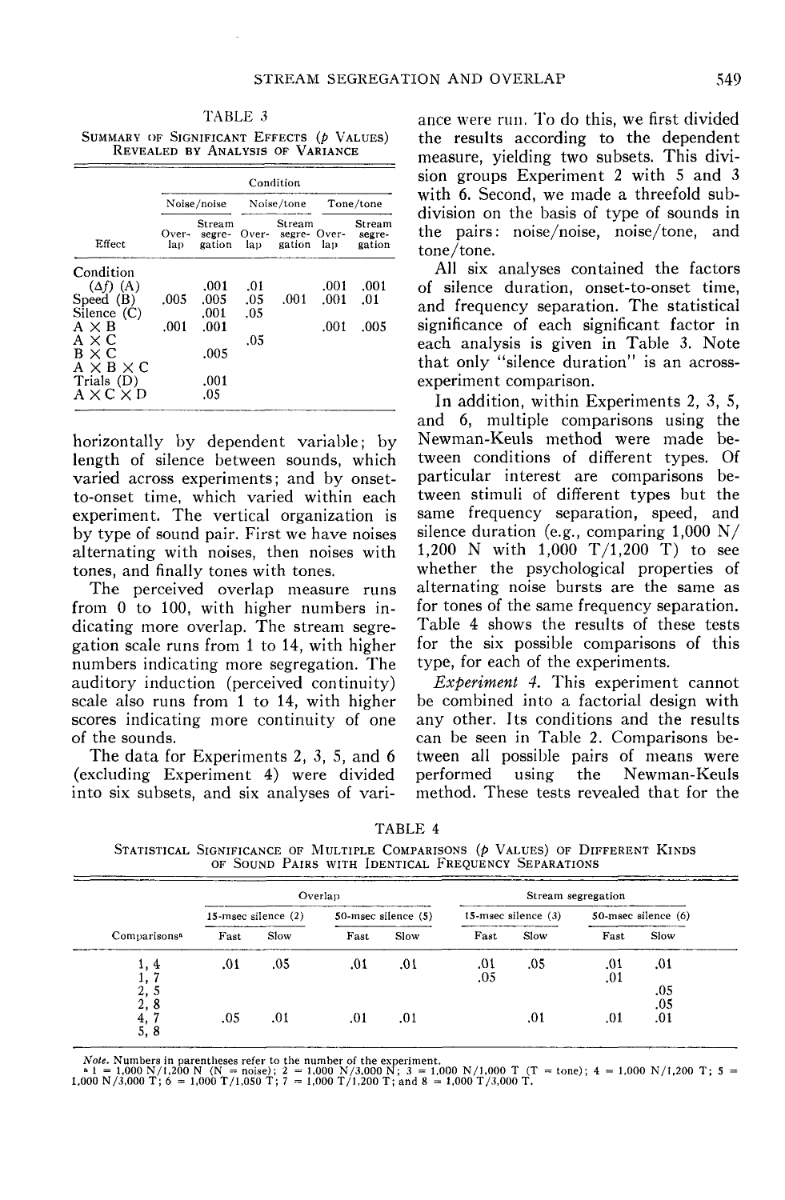TABLE 3

Summary of Significant Effects ($p$ Values) Revealed by Analysis of Variance

| | Condition | | | | | |
|---|---|---|---|---|---|---|
| | Noise/noise | | Noise/tone | | Tone/tone | |
| Effect | Overlap | Stream segregation | Overlap | Stream segregation | Overlap | Stream segregation |
| Condition ($\Delta f$) (A) | | .001 | .01 | | .001 | .001 |
| Speed (B) | .005 | .005 | .05 | .001 | .001 | .01 |
| Silence (C) | | .001 | .05 | | | |
| A × B | .001 | .001 | | | .001 | .005 |
| A × C | | | .05 | | | |
| B × C | | .005 | | | | |
| A × B × C | | | | | | |
| Trials (D) | | .001 | | | | |
| A × C × D | | .05 | | | | |

horizontally by dependent variable; by length of silence between sounds, which varied across experiments; and by onset-to-onset time, which varied within each experiment. The vertical organization is by type of sound pair. First we have noises alternating with noises, then noises with tones, and finally tones with tones.

The perceived overlap measure runs from 0 to 100, with higher numbers indicating more overlap. The stream segregation scale runs from 1 to 14, with higher numbers indicating more segregation. The auditory induction (perceived continuity) scale also runs from 1 to 14, with higher scores indicating more continuity of one of the sounds.

The data for Experiments 2, 3, 5, and 6 (excluding Experiment 4) were divided into six subsets, and six analyses of variance were run. To do this, we first divided the results according to the dependent measure, yielding two subsets. This division groups Experiment 2 with 5 and 3 with 6. Second, we made a threefold subdivision on the basis of type of sounds in the pairs: noise/noise, noise/tone, and tone/tone.

All six analyses contained the factors of silence duration, onset-to-onset time, and frequency separation. The statistical significance of each significant factor in each analysis is given in Table 3. Note that only "silence duration" is an across-experiment comparison.

In addition, within Experiments 2, 3, 5, and 6, multiple comparisons using the Newman-Keuls method were made between conditions of different types. Of particular interest are comparisons between stimuli of different types but the same frequency separation, speed, and silence duration (e.g., comparing 1,000 N/1,200 N with 1,000 T/1,200 T) to see whether the psychological properties of alternating noise bursts are the same as for tones of the same frequency separation. Table 4 shows the results of these tests for the six possible comparisons of this type, for each of the experiments.

*Experiment 4.* This experiment cannot be combined into a factorial design with any other. Its conditions and the results can be seen in Table 2. Comparisons between all possible pairs of means were performed using the Newman-Keuls method. These tests revealed that for the

TABLE 4

Statistical Significance of Multiple Comparisons ($p$ Values) of Different Kinds of Sound Pairs with Identical Frequency Separations

| | Overlap | | | | Stream segregation | | | |
|---|---|---|---|---|---|---|---|---|
| | 15-msec silence (2) | | 50-msec silence (5) | | 15-msec silence (3) | | 50-msec silence (6) | |
| Comparisons[a] | Fast | Slow | Fast | Slow | Fast | Slow | Fast | Slow |
| 1, 4 | .01 | .05 | .01 | .01 | .01 | .05 | .01 | .01 |
| 1, 7 | | | | | .05 | | .01 | |
| 2, 5 | | | | | | | | .05 |
| 2, 8 | | | | | | | | .05 |
| 4, 7 | .05 | .01 | .01 | .01 | | .01 | .01 | .01 |
| 5, 8 | | | | | | | | |

*Note.* Numbers in parentheses refer to the number of the experiment.
[a] 1 = 1,000 N/1,200 N (N = noise); 2 = 1,000 N/3,000 N; 3 = 1,000 N/1,000 T (T = tone); 4 = 1,000 N/1,200 T; 5 = 1,000 N/3,000 T; 6 = 1,000 T/1,050 T; 7 = 1,000 T/1,200 T; and 8 = 1,000 T/3,000 T.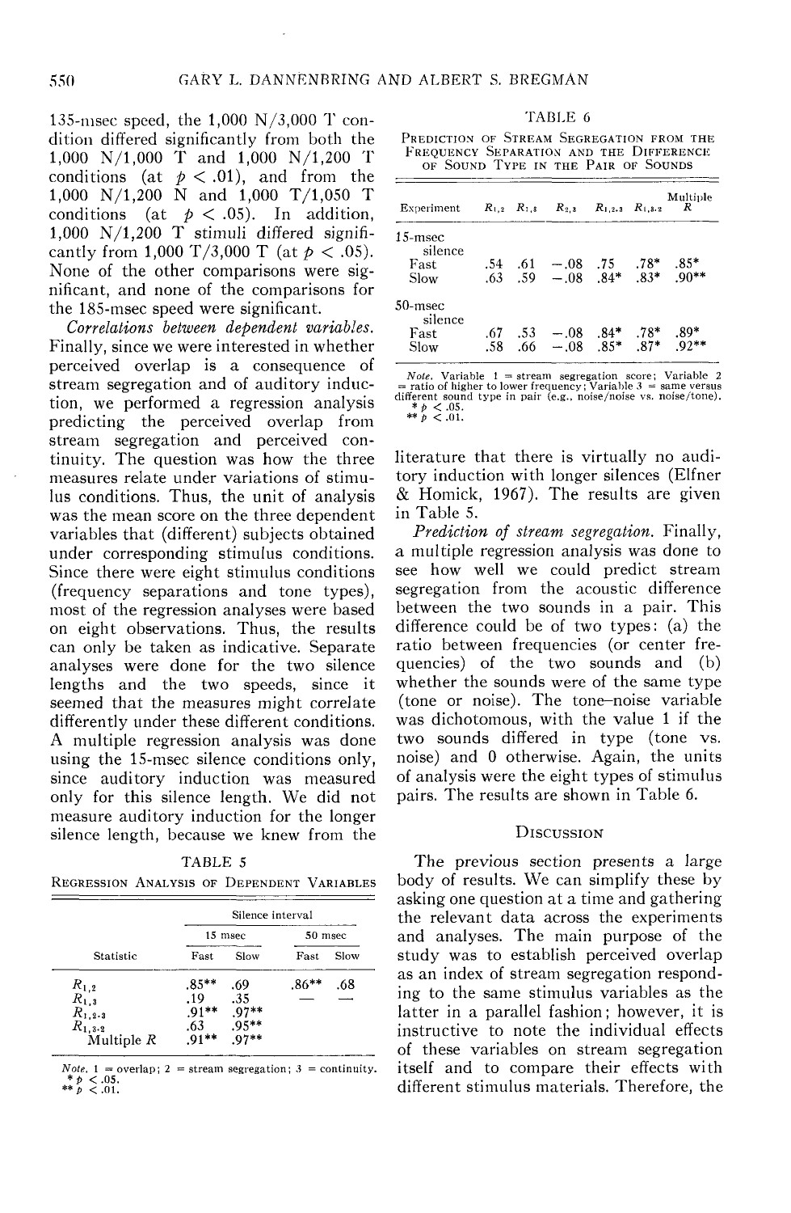135-msec speed, the 1,000 N/3,000 T condition differed significantly from both the 1,000 N/1,000 T and 1,000 N/1,200 T conditions (at $p < .01$), and from the 1,000 N/1,200 N and 1,000 T/1,050 T conditions (at $p < .05$). In addition, 1,000 N/1,200 T stimuli differed significantly from 1,000 T/3,000 T (at $p < .05$). None of the other comparisons were significant, and none of the comparisons for the 185-msec speed were significant.

*Correlations between dependent variables.* Finally, since we were interested in whether perceived overlap is a consequence of stream segregation and of auditory induction, we performed a regression analysis predicting the perceived overlap from stream segregation and perceived continuity. The question was how the three measures relate under variations of stimulus conditions. Thus, the unit of analysis was the mean score on the three dependent variables that (different) subjects obtained under corresponding stimulus conditions. Since there were eight stimulus conditions (frequency separations and tone types), most of the regression analyses were based on eight observations. Thus, the results can only be taken as indicative. Separate analyses were done for the two silence lengths and the two speeds, since it seemed that the measures might correlate differently under these different conditions. A multiple regression analysis was done using the 15-msec silence conditions only, since auditory induction was measured only for this silence length. We did not measure auditory induction for the longer silence length, because we knew from the literature that there is virtually no auditory induction with longer silences (Elfner & Homick, 1967). The results are given in Table 5.

TABLE 5

Regression Analysis of Dependent Variables

| Statistic | Silence interval | | | |
|---|---|---|---|---|
| | 15 msec | | 50 msec | |
| | Fast | Slow | Fast | Slow |
| $R_{1,2}$ | .85** | .69 | .86** | .68 |
| $R_{1,3}$ | .19 | .35 | — | — |
| $R_{1,2 \cdot 3}$ | .91** | .97** | | |
| $R_{1,3 \cdot 2}$ | .63 | .95** | | |
| Multiple $R$ | .91** | .97** | | |

*Note.* 1 = overlap; 2 = stream segregation; 3 = continuity.
\* $p < .05$.
\*\* $p < .01$.

*Prediction of stream segregation.* Finally, a multiple regression analysis was done to see how well we could predict stream segregation from the acoustic difference between the two sounds in a pair. This difference could be of two types: (a) the ratio between frequencies (or center frequencies) of the two sounds and (b) whether the sounds were of the same type (tone or noise). The tone–noise variable was dichotomous, with the value 1 if the two sounds differed in type (tone vs. noise) and 0 otherwise. Again, the units of analysis were the eight types of stimulus pairs. The results are shown in Table 6.

TABLE 6

Prediction of Stream Segregation from the Frequency Separation and the Difference of Sound Type in the Pair of Sounds

| Experiment | $R_{1,2}$ | $R_{1,3}$ | $R_{2,3}$ | $R_{1,2 \cdot 3}$ | $R_{1,3 \cdot 2}$ | Multiple $R$ |
|---|---|---|---|---|---|---|
| 15-msec silence | | | | | | |
| Fast | .54 | .61 | −.08 | .75 | .78* | .85* |
| Slow | .63 | .59 | −.08 | .84* | .83* | .90** |
| 50-msec silence | | | | | | |
| Fast | .67 | .53 | −.08 | .84* | .78* | .89* |
| Slow | .58 | .66 | −.08 | .85* | .87* | .92** |

*Note.* Variable 1 = stream segregation score; Variable 2 = ratio of higher to lower frequency; Variable 3 = same versus different sound type in pair (e.g., noise/noise vs. noise/tone).
\* $p < .05$.
\*\* $p < .01$.

## Discussion

The previous section presents a large body of results. We can simplify these by asking one question at a time and gathering the relevant data across the experiments and analyses. The main purpose of the study was to establish perceived overlap as an index of stream segregation responding to the same stimulus variables as the latter in a parallel fashion; however, it is instructive to note the individual effects of these variables on stream segregation itself and to compare their effects with different stimulus materials. Therefore, the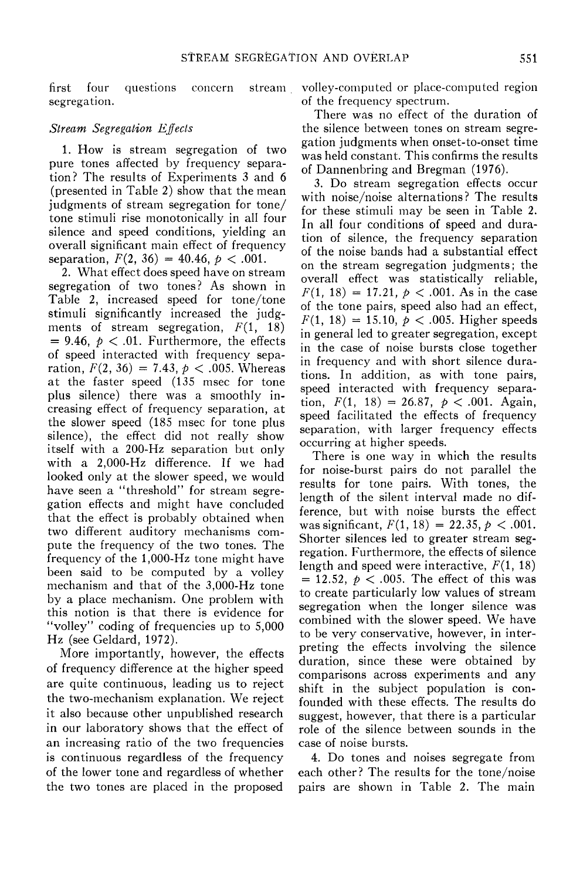first four questions concern stream segregation.

### *Stream Segregation Effects*

1. How is stream segregation of two pure tones affected by frequency separation? The results of Experiments 3 and 6 (presented in Table 2) show that the mean judgments of stream segregation for tone/tone stimuli rise monotonically in all four silence and speed conditions, yielding an overall significant main effect of frequency separation, $F(2, 36) = 40.46$, $p < .001$.

2. What effect does speed have on stream segregation of two tones? As shown in Table 2, increased speed for tone/tone stimuli significantly increased the judgments of stream segregation, $F(1, 18) = 9.46$, $p < .01$. Furthermore, the effects of speed interacted with frequency separation, $F(2, 36) = 7.43$, $p < .005$. Whereas at the faster speed (135 msec for tone plus silence) there was a smoothly increasing effect of frequency separation, at the slower speed (185 msec for tone plus silence), the effect did not really show itself with a 200-Hz separation but only with a 2,000-Hz difference. If we had looked only at the slower speed, we would have seen a "threshold" for stream segregation effects and might have concluded that the effect is probably obtained when two different auditory mechanisms compute the frequency of the two tones. The frequency of the 1,000-Hz tone might have been said to be computed by a volley mechanism and that of the 3,000-Hz tone by a place mechanism. One problem with this notion is that there is evidence for "volley" coding of frequencies up to 5,000 Hz (see Geldard, 1972).

More importantly, however, the effects of frequency difference at the higher speed are quite continuous, leading us to reject the two-mechanism explanation. We reject it also because other unpublished research in our laboratory shows that the effect of an increasing ratio of the two frequencies is continuous regardless of the frequency of the lower tone and regardless of whether the two tones are placed in the proposed volley-computed or place-computed region of the frequency spectrum.

There was no effect of the duration of the silence between tones on stream segregation judgments when onset-to-onset time was held constant. This confirms the results of Dannenbring and Bregman (1976).

3. Do stream segregation effects occur with noise/noise alternations? The results for these stimuli may be seen in Table 2. In all four conditions of speed and duration of silence, the frequency separation of the noise bands had a substantial effect on the stream segregation judgments; the overall effect was statistically reliable, $F(1, 18) = 17.21$, $p < .001$. As in the case of the tone pairs, speed also had an effect, $F(1, 18) = 15.10$, $p < .005$. Higher speeds in general led to greater segregation, except in the case of noise bursts close together in frequency and with short silence durations. In addition, as with tone pairs, speed interacted with frequency separation, $F(1, 18) = 26.87$, $p < .001$. Again, speed facilitated the effects of frequency separation, with larger frequency effects occurring at higher speeds.

There is one way in which the results for noise-burst pairs do not parallel the results for tone pairs. With tones, the length of the silent interval made no difference, but with noise bursts the effect was significant, $F(1, 18) = 22.35$, $p < .001$. Shorter silences led to greater stream segregation. Furthermore, the effects of silence length and speed were interactive, $F(1, 18) = 12.52$, $p < .005$. The effect of this was to create particularly low values of stream segregation when the longer silence was combined with the slower speed. We have to be very conservative, however, in interpreting the effects involving the silence duration, since these were obtained by comparisons across experiments and any shift in the subject population is confounded with these effects. The results do suggest, however, that there is a particular role of the silence between sounds in the case of noise bursts.

4. Do tones and noises segregate from each other? The results for the tone/noise pairs are shown in Table 2. The main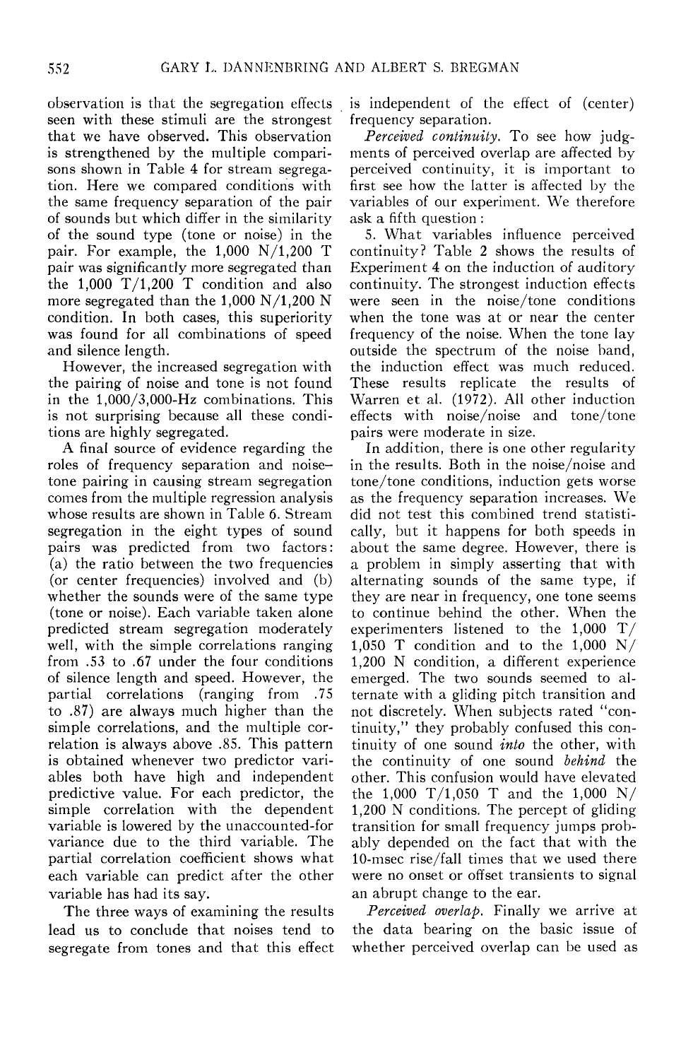observation is that the segregation effects seen with these stimuli are the strongest that we have observed. This observation is strengthened by the multiple comparisons shown in Table 4 for stream segregation. Here we compared conditions with the same frequency separation of the pair of sounds but which differ in the similarity of the sound type (tone or noise) in the pair. For example, the 1,000 N/1,200 T pair was significantly more segregated than the 1,000 T/1,200 T condition and also more segregated than the 1,000 N/1,200 N condition. In both cases, this superiority was found for all combinations of speed and silence length.

However, the increased segregation with the pairing of noise and tone is not found in the 1,000/3,000-Hz combinations. This is not surprising because all these conditions are highly segregated.

A final source of evidence regarding the roles of frequency separation and noise–tone pairing in causing stream segregation comes from the multiple regression analysis whose results are shown in Table 6. Stream segregation in the eight types of sound pairs was predicted from two factors: (a) the ratio between the two frequencies (or center frequencies) involved and (b) whether the sounds were of the same type (tone or noise). Each variable taken alone predicted stream segregation moderately well, with the simple correlations ranging from .53 to .67 under the four conditions of silence length and speed. However, the partial correlations (ranging from .75 to .87) are always much higher than the simple correlations, and the multiple correlation is always above .85. This pattern is obtained whenever two predictor variables both have high and independent predictive value. For each predictor, the simple correlation with the dependent variable is lowered by the unaccounted-for variance due to the third variable. The partial correlation coefficient shows what each variable can predict after the other variable has had its say.

The three ways of examining the results lead us to conclude that noises tend to segregate from tones and that this effect is independent of the effect of (center) frequency separation.

*Perceived continuity.* To see how judgments of perceived overlap are affected by perceived continuity, it is important to first see how the latter is affected by the variables of our experiment. We therefore ask a fifth question:

5. What variables influence perceived continuity? Table 2 shows the results of Experiment 4 on the induction of auditory continuity. The strongest induction effects were seen in the noise/tone conditions when the tone was at or near the center frequency of the noise. When the tone lay outside the spectrum of the noise band, the induction effect was much reduced. These results replicate the results of Warren et al. (1972). All other induction effects with noise/noise and tone/tone pairs were moderate in size.

In addition, there is one other regularity in the results. Both in the noise/noise and tone/tone conditions, induction gets worse as the frequency separation increases. We did not test this combined trend statistically, but it happens for both speeds in about the same degree. However, there is a problem in simply asserting that with alternating sounds of the same type, if they are near in frequency, one tone seems to continue behind the other. When the experimenters listened to the 1,000 T/1,050 T condition and to the 1,000 N/1,200 N condition, a different experience emerged. The two sounds seemed to alternate with a gliding pitch transition and not discretely. When subjects rated "continuity," they probably confused this continuity of one sound *into* the other, with the continuity of one sound *behind* the other. This confusion would have elevated the 1,000 T/1,050 T and the 1,000 N/1,200 N conditions. The percept of gliding transition for small frequency jumps probably depended on the fact that with the 10-msec rise/fall times that we used there were no onset or offset transients to signal an abrupt change to the ear.

*Perceived overlap.* Finally we arrive at the data bearing on the basic issue of whether perceived overlap can be used as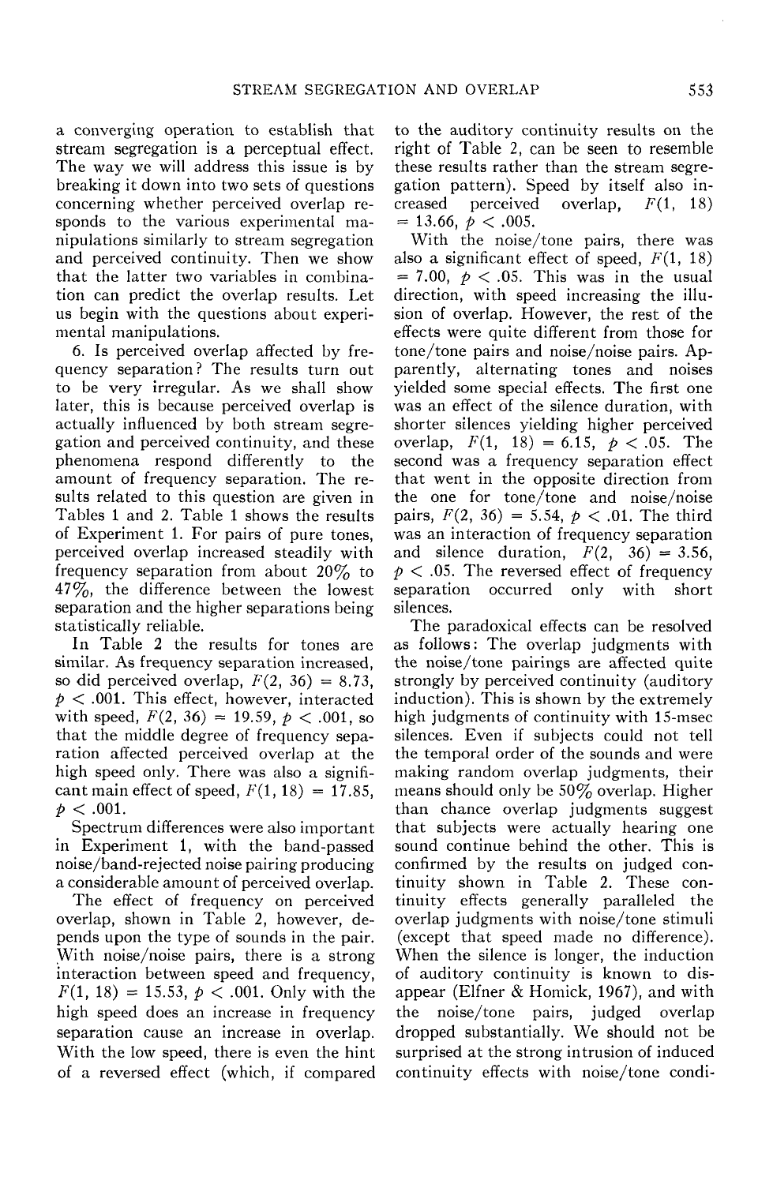a converging operation to establish that stream segregation is a perceptual effect. The way we will address this issue is by breaking it down into two sets of questions concerning whether perceived overlap responds to the various experimental manipulations similarly to stream segregation and perceived continuity. Then we show that the latter two variables in combination can predict the overlap results. Let us begin with the questions about experimental manipulations.

6. Is perceived overlap affected by frequency separation? The results turn out to be very irregular. As we shall show later, this is because perceived overlap is actually influenced by both stream segregation and perceived continuity, and these phenomena respond differently to the amount of frequency separation. The results related to this question are given in Tables 1 and 2. Table 1 shows the results of Experiment 1. For pairs of pure tones, perceived overlap increased steadily with frequency separation from about 20% to 47%, the difference between the lowest separation and the higher separations being statistically reliable.

In Table 2 the results for tones are similar. As frequency separation increased, so did perceived overlap, $F(2, 36) = 8.73$, $p < .001$. This effect, however, interacted with speed, $F(2, 36) = 19.59$, $p < .001$, so that the middle degree of frequency separation affected perceived overlap at the high speed only. There was also a significant main effect of speed, $F(1, 18) = 17.85$, $p < .001$.

Spectrum differences were also important in Experiment 1, with the band-passed noise/band-rejected noise pairing producing a considerable amount of perceived overlap.

The effect of frequency on perceived overlap, shown in Table 2, however, depends upon the type of sounds in the pair. With noise/noise pairs, there is a strong interaction between speed and frequency, $F(1, 18) = 15.53$, $p < .001$. Only with the high speed does an increase in frequency separation cause an increase in overlap. With the low speed, there is even the hint of a reversed effect (which, if compared to the auditory continuity results on the right of Table 2, can be seen to resemble these results rather than the stream segregation pattern). Speed by itself also increased perceived overlap, $F(1, 18) = 13.66$, $p < .005$.

With the noise/tone pairs, there was also a significant effect of speed, $F(1, 18) = 7.00$, $p < .05$. This was in the usual direction, with speed increasing the illusion of overlap. However, the rest of the effects were quite different from those for tone/tone pairs and noise/noise pairs. Apparently, alternating tones and noises yielded some special effects. The first one was an effect of the silence duration, with shorter silences yielding higher perceived overlap, $F(1, 18) = 6.15$, $p < .05$. The second was a frequency separation effect that went in the opposite direction from the one for tone/tone and noise/noise pairs, $F(2, 36) = 5.54$, $p < .01$. The third was an interaction of frequency separation and silence duration, $F(2, 36) = 3.56$, $p < .05$. The reversed effect of frequency separation occurred only with short silences.

The paradoxical effects can be resolved as follows: The overlap judgments with the noise/tone pairings are affected quite strongly by perceived continuity (auditory induction). This is shown by the extremely high judgments of continuity with 15-msec silences. Even if subjects could not tell the temporal order of the sounds and were making random overlap judgments, their means should only be 50% overlap. Higher than chance overlap judgments suggest that subjects were actually hearing one sound continue behind the other. This is confirmed by the results on judged continuity shown in Table 2. These continuity effects generally paralleled the overlap judgments with noise/tone stimuli (except that speed made no difference). When the silence is longer, the induction of auditory continuity is known to disappear (Elfner & Homick, 1967), and with the noise/tone pairs, judged overlap dropped substantially. We should not be surprised at the strong intrusion of induced continuity effects with noise/tone condi-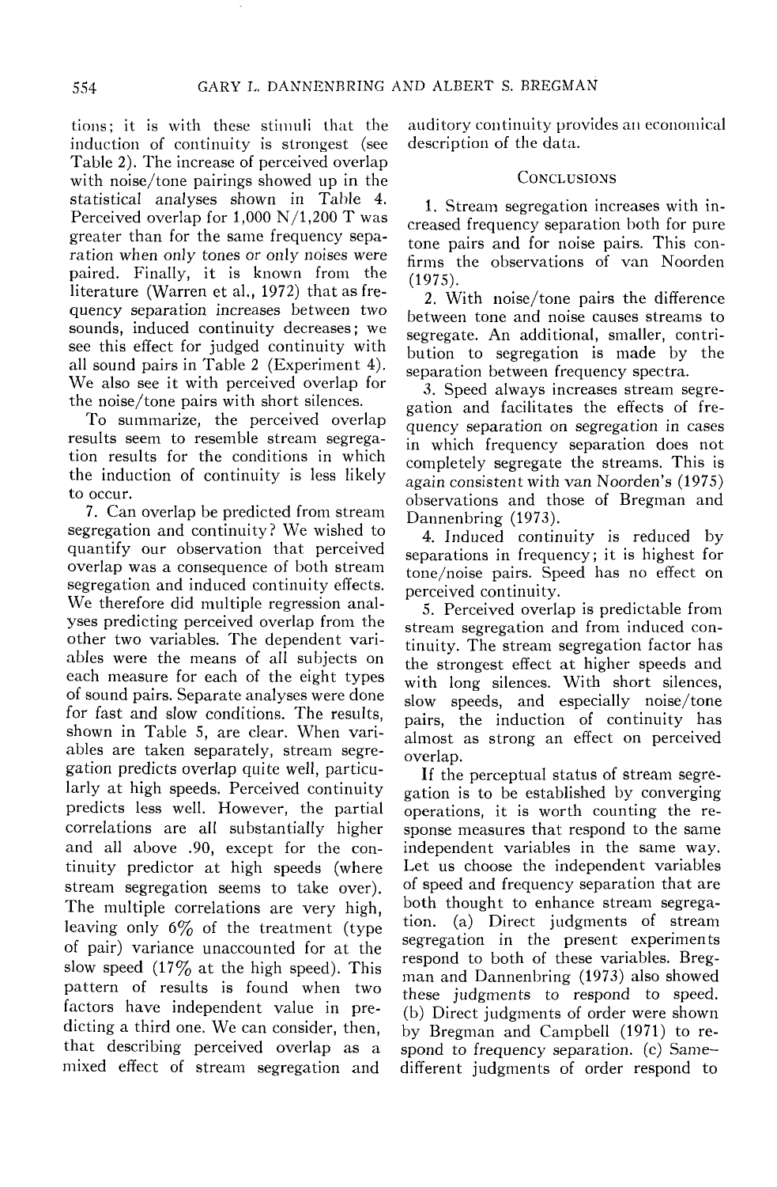tions; it is with these stimuli that the induction of continuity is strongest (see Table 2). The increase of perceived overlap with noise/tone pairings showed up in the statistical analyses shown in Table 4. Perceived overlap for 1,000 N/1,200 T was greater than for the same frequency separation when only tones or only noises were paired. Finally, it is known from the literature (Warren et al., 1972) that as frequency separation increases between two sounds, induced continuity decreases; we see this effect for judged continuity with all sound pairs in Table 2 (Experiment 4). We also see it with perceived overlap for the noise/tone pairs with short silences.

To summarize, the perceived overlap results seem to resemble stream segregation results for the conditions in which the induction of continuity is less likely to occur.

7. Can overlap be predicted from stream segregation and continuity? We wished to quantify our observation that perceived overlap was a consequence of both stream segregation and induced continuity effects. We therefore did multiple regression analyses predicting perceived overlap from the other two variables. The dependent variables were the means of all subjects on each measure for each of the eight types of sound pairs. Separate analyses were done for fast and slow conditions. The results, shown in Table 5, are clear. When variables are taken separately, stream segregation predicts overlap quite well, particularly at high speeds. Perceived continuity predicts less well. However, the partial correlations are all substantially higher and all above .90, except for the continuity predictor at high speeds (where stream segregation seems to take over). The multiple correlations are very high, leaving only 6% of the treatment (type of pair) variance unaccounted for at the slow speed (17% at the high speed). This pattern of results is found when two factors have independent value in predicting a third one. We can consider, then, that describing perceived overlap as a mixed effect of stream segregation and auditory continuity provides an economical description of the data.

## Conclusions

1. Stream segregation increases with increased frequency separation both for pure tone pairs and for noise pairs. This confirms the observations of van Noorden (1975).

2. With noise/tone pairs the difference between tone and noise causes streams to segregate. An additional, smaller, contribution to segregation is made by the separation between frequency spectra.

3. Speed always increases stream segregation and facilitates the effects of frequency separation on segregation in cases in which frequency separation does not completely segregate the streams. This is again consistent with van Noorden's (1975) observations and those of Bregman and Dannenbring (1973).

4. Induced continuity is reduced by separations in frequency; it is highest for tone/noise pairs. Speed has no effect on perceived continuity.

5. Perceived overlap is predictable from stream segregation and from induced continuity. The stream segregation factor has the strongest effect at higher speeds and with long silences. With short silences, slow speeds, and especially noise/tone pairs, the induction of continuity has almost as strong an effect on perceived overlap.

If the perceptual status of stream segregation is to be established by converging operations, it is worth counting the response measures that respond to the same independent variables in the same way. Let us choose the independent variables of speed and frequency separation that are both thought to enhance stream segregation. (a) Direct judgments of stream segregation in the present experiments respond to both of these variables. Bregman and Dannenbring (1973) also showed these judgments to respond to speed. (b) Direct judgments of order were shown by Bregman and Campbell (1971) to respond to frequency separation. (c) Same–different judgments of order respond to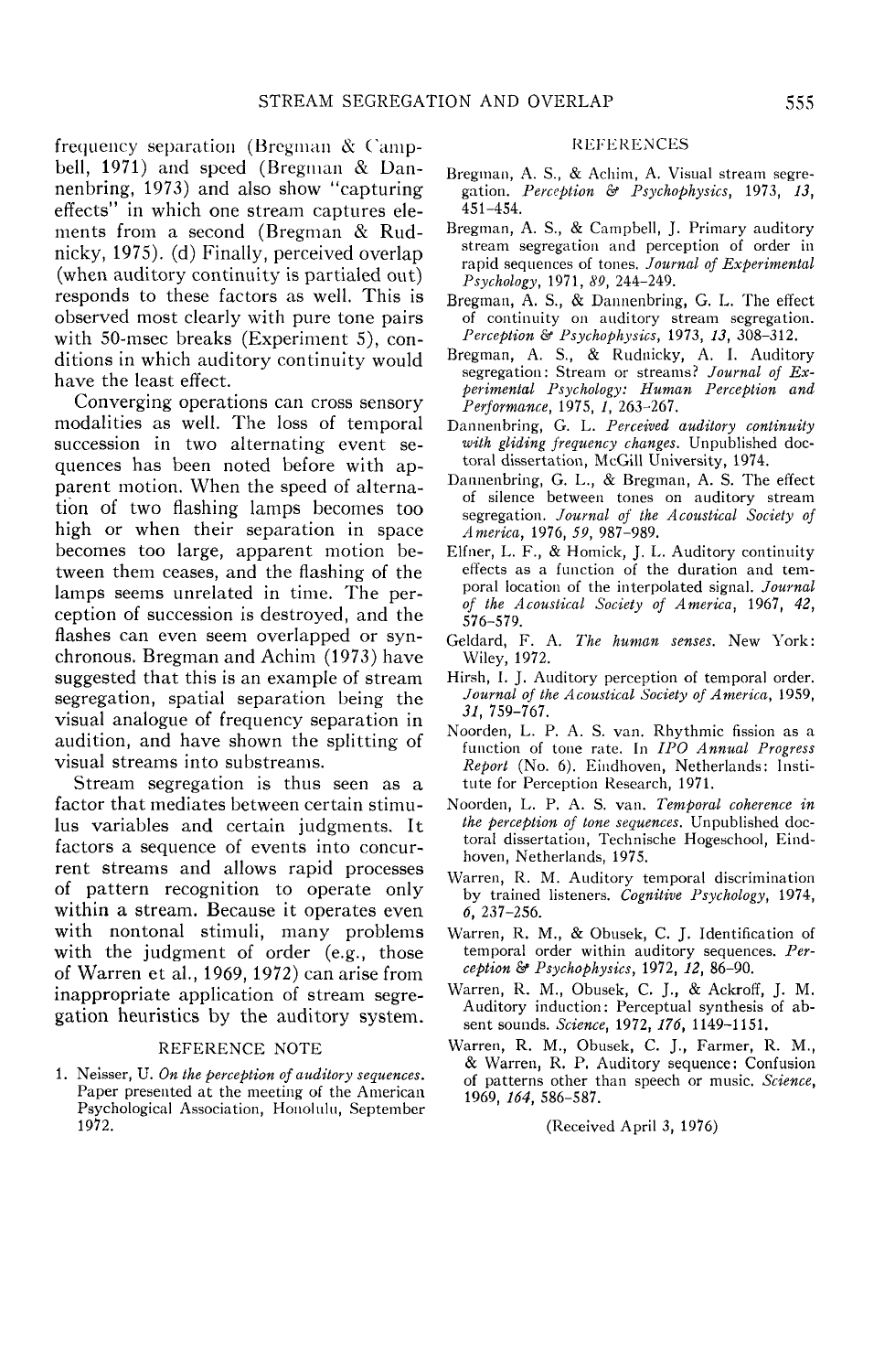frequency separation (Bregman & Campbell, 1971) and speed (Bregman & Dannenbring, 1973) and also show "capturing effects" in which one stream captures elements from a second (Bregman & Rudnicky, 1975). (d) Finally, perceived overlap (when auditory continuity is partialed out) responds to these factors as well. This is observed most clearly with pure tone pairs with 50-msec breaks (Experiment 5), conditions in which auditory continuity would have the least effect.

Converging operations can cross sensory modalities as well. The loss of temporal succession in two alternating event sequences has been noted before with apparent motion. When the speed of alternation of two flashing lamps becomes too high or when their separation in space becomes too large, apparent motion between them ceases, and the flashing of the lamps seems unrelated in time. The perception of succession is destroyed, and the flashes can even seem overlapped or synchronous. Bregman and Achim (1973) have suggested that this is an example of stream segregation, spatial separation being the visual analogue of frequency separation in audition, and have shown the splitting of visual streams into substreams.

Stream segregation is thus seen as a factor that mediates between certain stimulus variables and certain judgments. It factors a sequence of events into concurrent streams and allows rapid processes of pattern recognition to operate only within a stream. Because it operates even with nontonal stimuli, many problems with the judgment of order (e.g., those of Warren et al., 1969, 1972) can arise from inappropriate application of stream segregation heuristics by the auditory system.

## REFERENCE NOTE

1. Neisser, U. *On the perception of auditory sequences.* Paper presented at the meeting of the American Psychological Association, Honolulu, September 1972.

## REFERENCES

Bregman, A. S., & Achim, A. Visual stream segregation. *Perception & Psychophysics*, 1973, *13*, 451–454.

Bregman, A. S., & Campbell, J. Primary auditory stream segregation and perception of order in rapid sequences of tones. *Journal of Experimental Psychology*, 1971, *89*, 244–249.

Bregman, A. S., & Dannenbring, G. L. The effect of continuity on auditory stream segregation. *Perception & Psychophysics*, 1973, *13*, 308–312.

Bregman, A. S., & Rudnicky, A. I. Auditory segregation: Stream or streams? *Journal of Experimental Psychology: Human Perception and Performance*, 1975, *1*, 263–267.

Dannenbring, G. L. *Perceived auditory continuity with gliding frequency changes.* Unpublished doctoral dissertation, McGill University, 1974.

Dannenbring, G. L., & Bregman, A. S. The effect of silence between tones on auditory stream segregation. *Journal of the Acoustical Society of America*, 1976, *59*, 987–989.

Elfner, L. F., & Homick, J. L. Auditory continuity effects as a function of the duration and temporal location of the interpolated signal. *Journal of the Acoustical Society of America*, 1967, *42*, 576–579.

Geldard, F. A. *The human senses.* New York: Wiley, 1972.

Hirsh, I. J. Auditory perception of temporal order. *Journal of the Acoustical Society of America*, 1959, *31*, 759–767.

Noorden, L. P. A. S. van. Rhythmic fission as a function of tone rate. In *IPO Annual Progress Report* (No. 6). Eindhoven, Netherlands: Institute for Perception Research, 1971.

Noorden, L. P. A. S. van. *Temporal coherence in the perception of tone sequences.* Unpublished doctoral dissertation, Technische Hogeschool, Eindhoven, Netherlands, 1975.

Warren, R. M. Auditory temporal discrimination by trained listeners. *Cognitive Psychology*, 1974, *6*, 237–256.

Warren, R. M., & Obusek, C. J. Identification of temporal order within auditory sequences. *Perception & Psychophysics*, 1972, *12*, 86–90.

Warren, R. M., Obusek, C. J., & Ackroff, J. M. Auditory induction: Perceptual synthesis of absent sounds. *Science*, 1972, *176*, 1149–1151.

Warren, R. M., Obusek, C. J., Farmer, R. M., & Warren, R. P. Auditory sequence: Confusion of patterns other than speech or music. *Science*, 1969, *164*, 586–587.

(Received April 3, 1976)